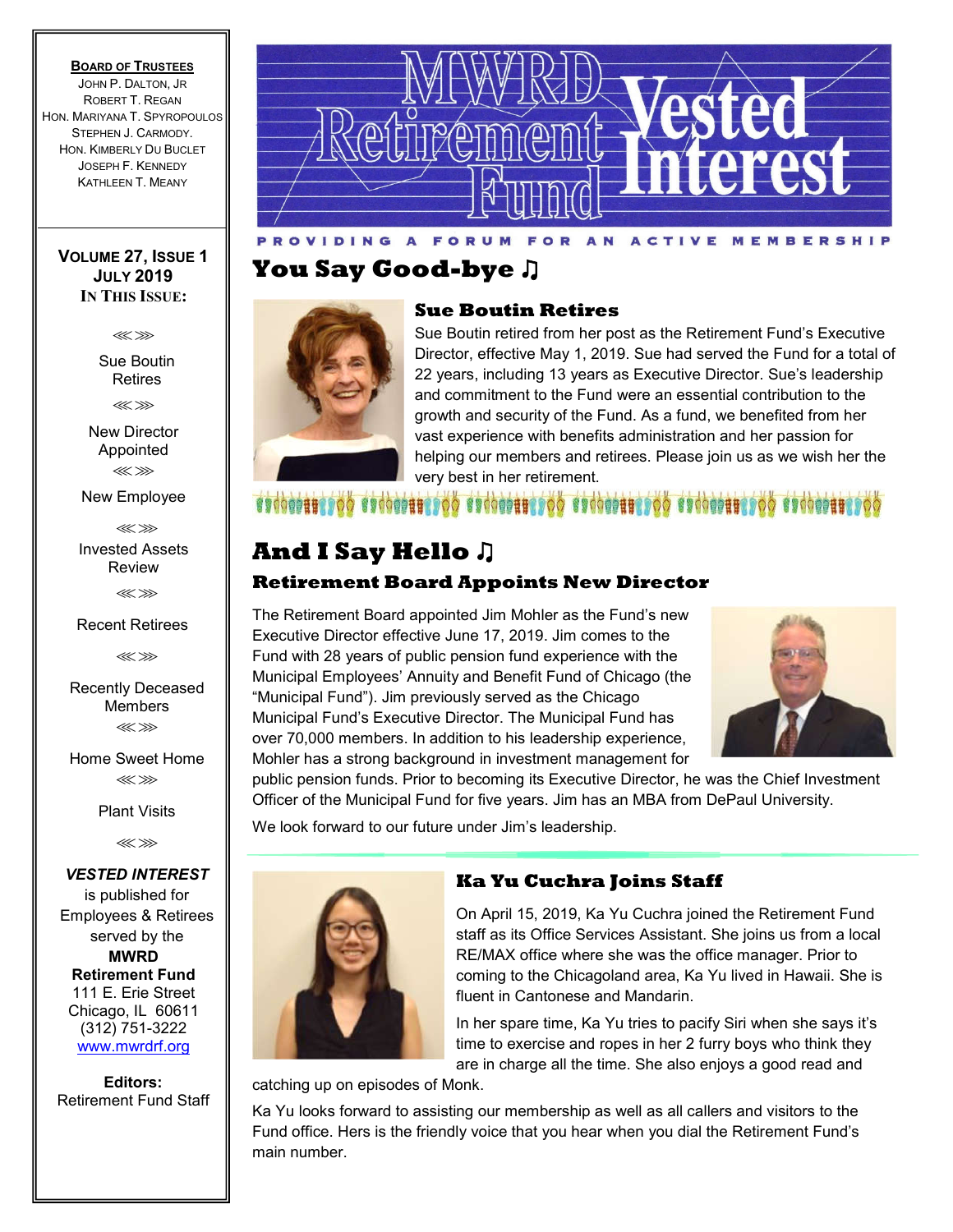# MWRD Retirement Fund Vested Interest

PROVIDING A FORUM FOR AN ACTIVE MEMBERSHIP

**BOARD OF TRUSTEES**
JOHN P. DALTON, JR
ROBERT T. REGAN
HON. MARIYANA T. SPYROPOULOS
STEPHEN J. CARMODY.
HON. KIMBERLY DU BUCLET
JOSEPH F. KENNEDY
KATHLEEN T. MEANY

**VOLUME 27, ISSUE 1**
**JULY 2019**
**IN THIS ISSUE:**

- Sue Boutin Retires
- New Director Appointed
- New Employee
- Invested Assets Review
- Recent Retirees
- Recently Deceased Members
- Home Sweet Home
- Plant Visits

***VESTED INTEREST*** is published for Employees & Retirees served by the **MWRD Retirement Fund**
111 E. Erie Street
Chicago, IL 60611
(312) 751-3222
www.mwrdrf.org

**Editors:**
Retirement Fund Staff

## You Say Good-bye ♫

### Sue Boutin Retires

Sue Boutin retired from her post as the Retirement Fund's Executive Director, effective May 1, 2019. Sue had served the Fund for a total of 22 years, including 13 years as Executive Director. Sue's leadership and commitment to the Fund were an essential contribution to the growth and security of the Fund. As a fund, we benefited from her vast experience with benefits administration and her passion for helping our members and retirees. Please join us as we wish her the very best in her retirement.

## And I Say Hello ♫

### Retirement Board Appoints New Director

The Retirement Board appointed Jim Mohler as the Fund's new Executive Director effective June 17, 2019. Jim comes to the Fund with 28 years of public pension fund experience with the Municipal Employees' Annuity and Benefit Fund of Chicago (the "Municipal Fund"). Jim previously served as the Chicago Municipal Fund's Executive Director. The Municipal Fund has over 70,000 members. In addition to his leadership experience, Mohler has a strong background in investment management for public pension funds. Prior to becoming its Executive Director, he was the Chief Investment Officer of the Municipal Fund for five years. Jim has an MBA from DePaul University.

We look forward to our future under Jim's leadership.

### Ka Yu Cuchra Joins Staff

On April 15, 2019, Ka Yu Cuchra joined the Retirement Fund staff as its Office Services Assistant. She joins us from a local RE/MAX office where she was the office manager. Prior to coming to the Chicagoland area, Ka Yu lived in Hawaii. She is fluent in Cantonese and Mandarin.

In her spare time, Ka Yu tries to pacify Siri when she says it's time to exercise and ropes in her 2 furry boys who think they are in charge all the time. She also enjoys a good read and catching up on episodes of Monk.

Ka Yu looks forward to assisting our membership as well as all callers and visitors to the Fund office. Hers is the friendly voice that you hear when you dial the Retirement Fund's main number.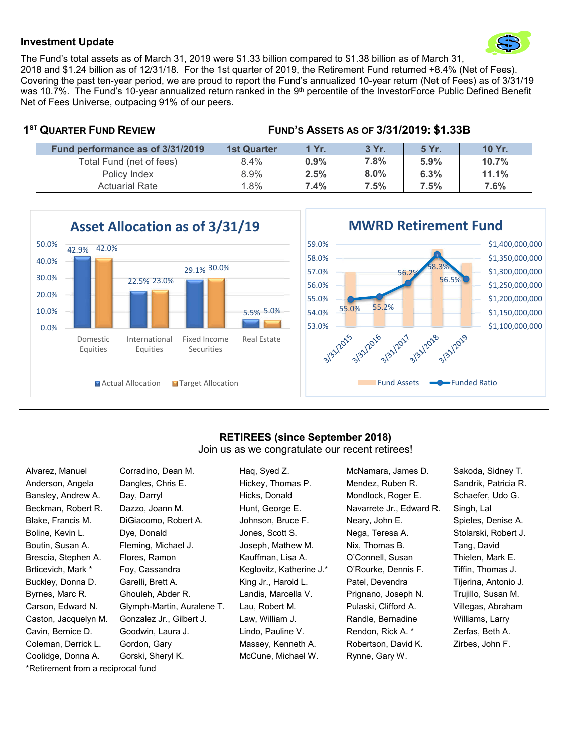## Investment Update

The Fund's total assets as of March 31, 2019 were $1.33 billion compared to $1.38 billion as of March 31, 2018 and $1.24 billion as of 12/31/18. For the 1st quarter of 2019, the Retirement Fund returned +8.4% (Net of Fees). Covering the past ten-year period, we are proud to report the Fund's annualized 10-year return (Net of Fees) as of 3/31/19 was 10.7%. The Fund's 10-year annualized return ranked in the 9th percentile of the InvestorForce Public Defined Benefit Net of Fees Universe, outpacing 91% of our peers.

### 1ST QUARTER FUND REVIEW

### FUND'S ASSETS AS OF 3/31/2019: $1.33B

| Fund performance as of 3/31/2019 | 1st Quarter | 1 Yr. | 3 Yr. | 5 Yr. | 10 Yr. |
|---|---|---|---|---|---|
| Total Fund (net of fees) | 8.4% | **0.9%** | **7.8%** | **5.9%** | **10.7%** |
| Policy Index | 8.9% | **2.5%** | **8.0%** | **6.3%** | **11.1%** |
| Actuarial Rate | 1.8% | **7.4%** | **7.5%** | **7.5%** | **7.6%** |

**Asset Allocation as of 3/31/19**

| | Actual Allocation | Target Allocation |
|---|---|---|
| Domestic Equities | 42.9% | 42.0% |
| International Equities | 22.5% | 23.0% |
| Fixed Income Securities | 29.1% | 30.0% |
| Real Estate | 5.5% | 5.0% |

**MWRD Retirement Fund**

| | Funded Ratio |
|---|---|
| 3/31/2015 | 55.0% |
| 3/31/2016 | 55.2% |
| 3/31/2017 | 56.2% |
| 3/31/2018 | 58.3% |
| 3/31/2019 | 56.5% |

Fund Assets / Funded Ratio

---

### RETIREES (since September 2018)

Join us as we congratulate our recent retirees!

Alvarez, Manuel
Anderson, Angela
Bansley, Andrew A.
Beckman, Robert R.
Blake, Francis M.
Boline, Kevin L.
Boutin, Susan A.
Brescia, Stephen A.
Brticevich, Mark *
Buckley, Donna D.
Byrnes, Marc R.
Carson, Edward N.
Caston, Jacquelyn M.
Cavin, Bernice D.
Coleman, Derrick L.
Coolidge, Donna A.
Corradino, Dean M.
Dangles, Chris E.
Day, Darryl
Dazzo, Joann M.
DiGiacomo, Robert A.
Dye, Donald
Fleming, Michael J.
Flores, Ramon
Foy, Cassandra
Garelli, Brett A.
Ghouleh, Abder R.
Glymph-Martin, Auralene T.
Gonzalez Jr., Gilbert J.
Goodwin, Laura J.
Gordon, Gary
Gorski, Sheryl K.
Haq, Syed Z.
Hickey, Thomas P.
Hicks, Donald
Hunt, George E.
Johnson, Bruce F.
Jones, Scott S.
Joseph, Mathew M.
Kauffman, Lisa A.
Keglovitz, Katherine J.*
King Jr., Harold L.
Landis, Marcella V.
Lau, Robert M.
Law, William J.
Lindo, Pauline V.
Massey, Kenneth A.
McCune, Michael W.
McNamara, James D.
Mendez, Ruben R.
Mondlock, Roger E.
Navarrete Jr., Edward R.
Neary, John E.
Nega, Teresa A.
Nix, Thomas B.
O'Connell, Susan
O'Rourke, Dennis F.
Patel, Devendra
Prignano, Joseph N.
Pulaski, Clifford A.
Randle, Bernadine
Rendon, Rick A. *
Robertson, David K.
Rynne, Gary W.
Sakoda, Sidney T.
Sandrik, Patricia R.
Schaefer, Udo G.
Singh, Lal
Spieles, Denise A.
Stolarski, Robert J.
Tang, David
Thielen, Mark E.
Tiffin, Thomas J.
Tijerina, Antonio J.
Trujillo, Susan M.
Villegas, Abraham
Williams, Larry
Zerfas, Beth A.
Zirbes, John F.

*Retirement from a reciprocal fund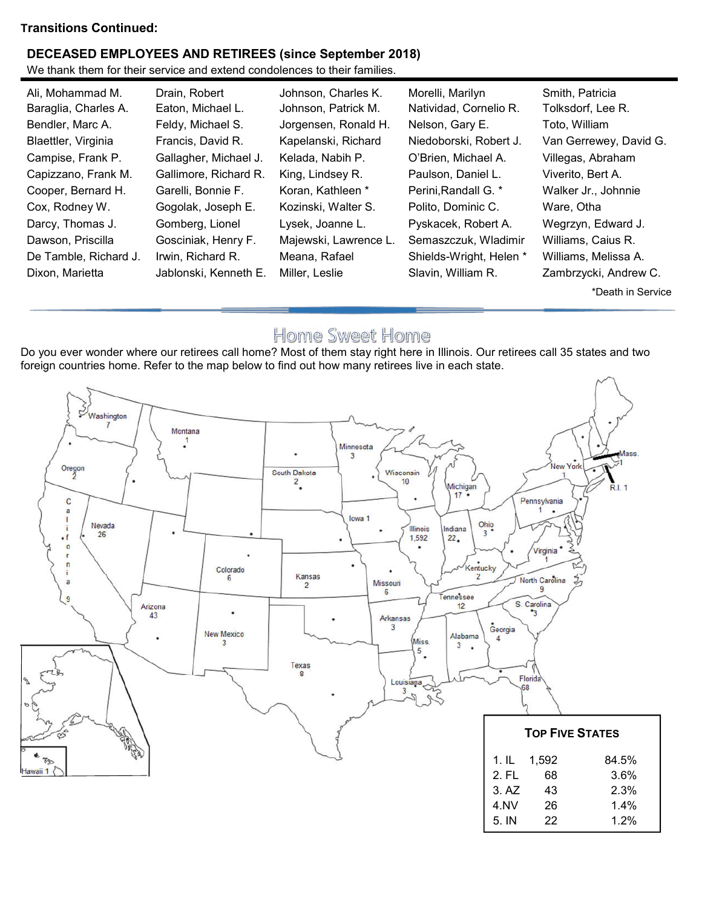**Transitions Continued:**

## DECEASED EMPLOYEES AND RETIREES (since September 2018)

We thank them for their service and extend condolences to their families.

Ali, Mohammad M.
Baraglia, Charles A.
Bendler, Marc A.
Blaettler, Virginia
Campise, Frank P.
Capizzano, Frank M.
Cooper, Bernard H.
Cox, Rodney W.
Darcy, Thomas J.
Dawson, Priscilla
De Tamble, Richard J.
Dixon, Marietta
Drain, Robert
Eaton, Michael L.
Feldy, Michael S.
Francis, David R.
Gallagher, Michael J.
Gallimore, Richard R.
Garelli, Bonnie F.
Gogolak, Joseph E.
Gomberg, Lionel
Gosciniak, Henry F.
Irwin, Richard R.
Jablonski, Kenneth E.
Johnson, Charles K.
Johnson, Patrick M.
Jorgensen, Ronald H.
Kapelanski, Richard
Kelada, Nabih P.
King, Lindsey R.
Koran, Kathleen *
Kozinski, Walter S.
Lysek, Joanne L.
Majewski, Lawrence L.
Meana, Rafael
Miller, Leslie
Morelli, Marilyn
Natividad, Cornelio R.
Nelson, Gary E.
Niedoborski, Robert J.
O'Brien, Michael A.
Paulson, Daniel L.
Perini,Randall G. *
Polito, Dominic C.
Pyskacek, Robert A.
Semaszczuk, Wladimir
Shields-Wright, Helen *
Slavin, William R.
Smith, Patricia
Tolksdorf, Lee R.
Toto, William
Van Gerrewey, David G.
Villegas, Abraham
Viverito, Bert A.
Walker Jr., Johnnie
Ware, Otha
Wegrzyn, Edward J.
Williams, Caius R.
Williams, Melissa A.
Zambrzycki, Andrew C.

*Death in Service

## Home Sweet Home

Do you ever wonder where our retirees call home? Most of them stay right here in Illinois. Our retirees call 35 states and two foreign countries home. Refer to the map below to find out how many retirees live in each state.

Washington 7, Montana 1, Oregon 2, California 9, Nevada 26, Arizona 43, Colorado 6, New Mexico 3, Texas 8, South Dakota 2, Minnesota 3, Iowa 1, Kansas 2, Missouri 6, Arkansas 3, Louisiana 3, Wisconsin 10, Illinois 1,592, Michigan 17, Indiana 22, Ohio 3, Kentucky 2, Tennessee 12, Miss. 5, Alabama 3, Georgia 4, Florida 68, S. Carolina 3, North Carolina 9, Virginia 1, Pennsylvania 1, New York 1, Mass. 1, R.I. 1, Hawaii 1

**TOP FIVE STATES**

| | | |
|---|---|---|
| 1. IL | 1,592 | 84.5% |
| 2. FL | 68 | 3.6% |
| 3. AZ | 43 | 2.3% |
| 4. NV | 26 | 1.4% |
| 5. IN | 22 | 1.2% |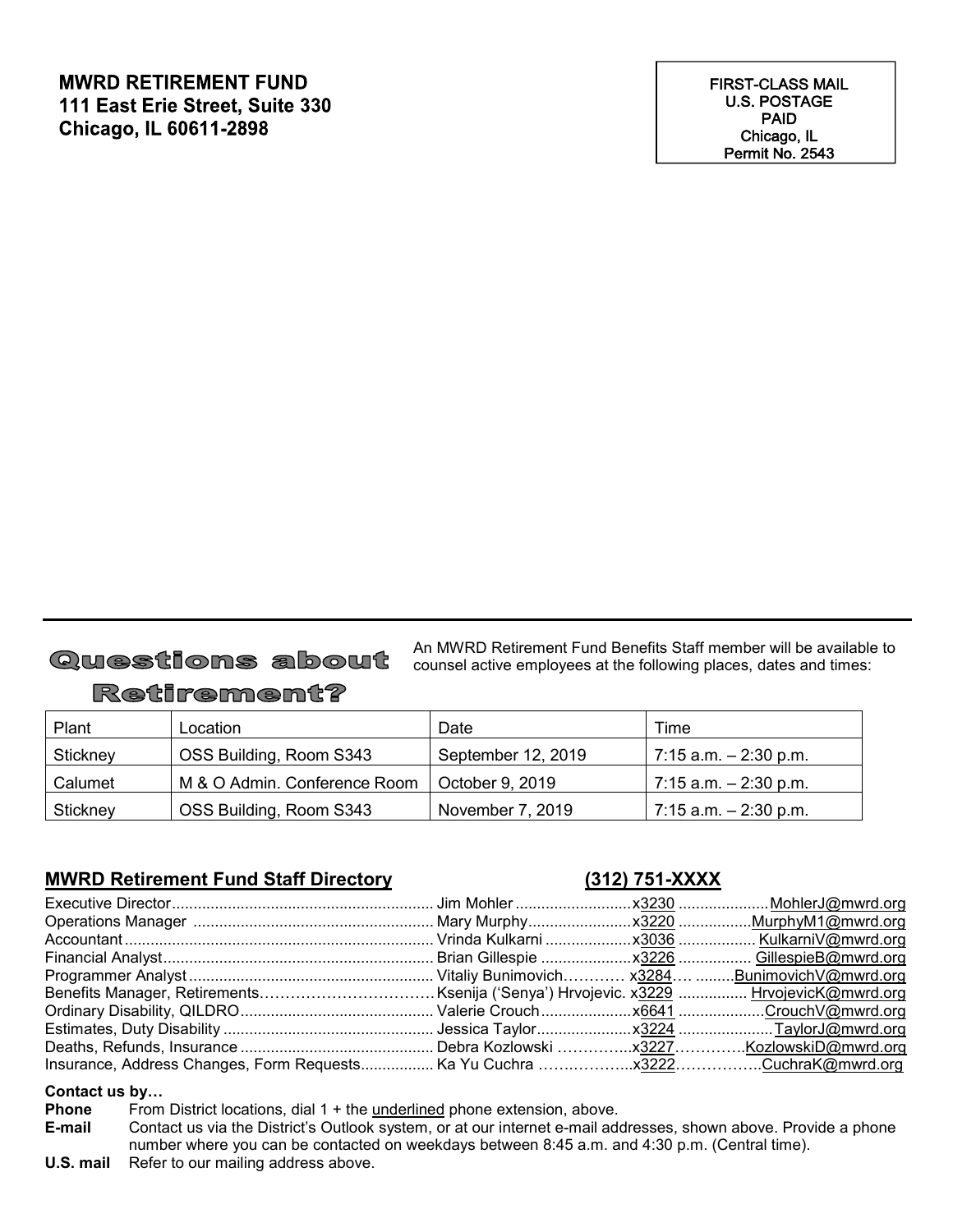**MWRD RETIREMENT FUND**
**111 East Erie Street, Suite 330**
**Chicago, IL 60611-2898**

FIRST-CLASS MAIL
U.S. POSTAGE
PAID
Chicago, IL
Permit No. 2543

## Questions about Retirement?

An MWRD Retirement Fund Benefits Staff member will be available to counsel active employees at the following places, dates and times:

| Plant | Location | Date | Time |
|---|---|---|---|
| Stickney | OSS Building, Room S343 | September 12, 2019 | 7:15 a.m. – 2:30 p.m. |
| Calumet | M & O Admin. Conference Room | October 9, 2019 | 7:15 a.m. – 2:30 p.m. |
| Stickney | OSS Building, Room S343 | November 7, 2019 | 7:15 a.m. – 2:30 p.m. |

### MWRD Retirement Fund Staff Directory (312) 751-XXXX

| Position | Name | Extension | E-mail |
|---|---|---|---|
| Executive Director | Jim Mohler | x3230 | MohlerJ@mwrd.org |
| Operations Manager | Mary Murphy | x3220 | MurphyM1@mwrd.org |
| Accountant | Vrinda Kulkarni | x3036 | KulkarniV@mwrd.org |
| Financial Analyst | Brian Gillespie | x3226 | GillespieB@mwrd.org |
| Programmer Analyst | Vitaliy Bunimovich | x3284 | BunimovichV@mwrd.org |
| Benefits Manager, Retirements | Ksenija ('Senya') Hrvojevic. | x3229 | HrvojevicK@mwrd.org |
| Ordinary Disability, QILDRO | Valerie Crouch | x6641 | CrouchV@mwrd.org |
| Estimates, Duty Disability | Jessica Taylor | x3224 | TaylorJ@mwrd.org |
| Deaths, Refunds, Insurance | Debra Kozlowski | x3227 | KozlowskiD@mwrd.org |
| Insurance, Address Changes, Form Requests | Ka Yu Cuchra | x3222 | CuchraK@mwrd.org |

**Contact us by…**

**Phone** From District locations, dial 1 + the underlined phone extension, above.

**E-mail** Contact us via the District's Outlook system, or at our internet e-mail addresses, shown above. Provide a phone number where you can be contacted on weekdays between 8:45 a.m. and 4:30 p.m. (Central time).

**U.S. mail** Refer to our mailing address above.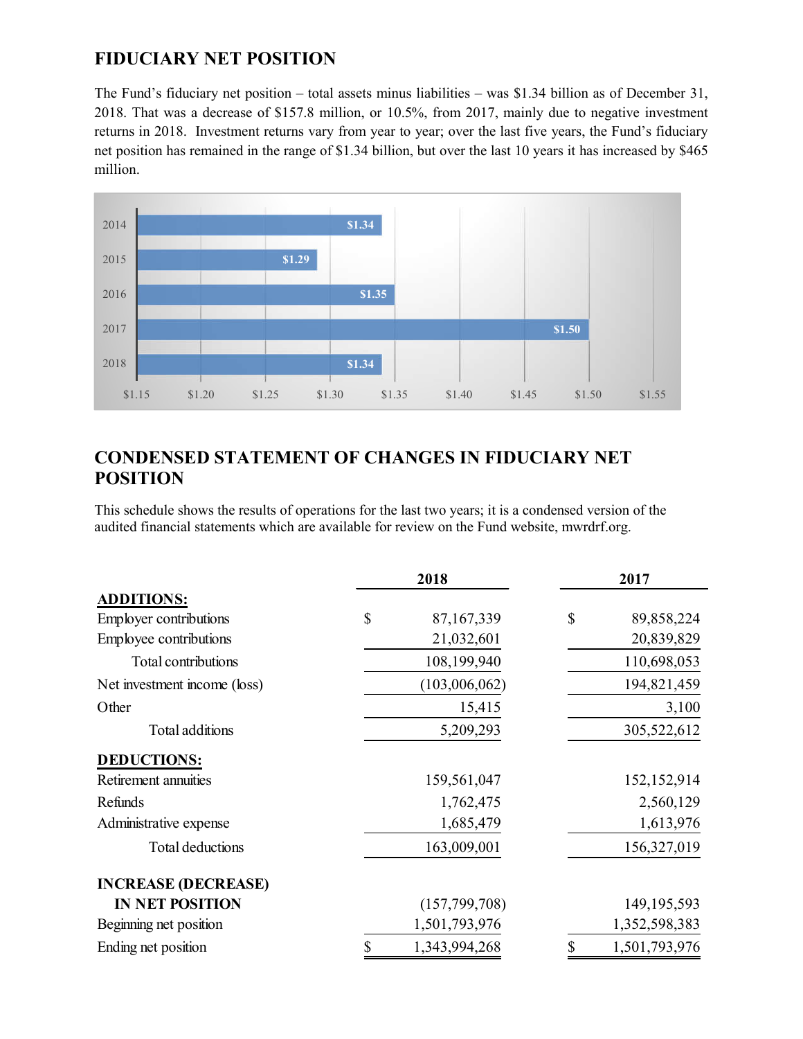## FIDUCIARY NET POSITION

The Fund's fiduciary net position – total assets minus liabilities – was $1.34 billion as of December 31, 2018. That was a decrease of $157.8 million, or 10.5%, from 2017, mainly due to negative investment returns in 2018. Investment returns vary from year to year; over the last five years, the Fund's fiduciary net position has remained in the range of $1.34 billion, but over the last 10 years it has increased by $465 million.

| Year | Net Position (billions) |
|---|---|
| 2014 | $1.34 |
| 2015 | $1.29 |
| 2016 | $1.35 |
| 2017 | $1.50 |
| 2018 | $1.34 |

## CONDENSED STATEMENT OF CHANGES IN FIDUCIARY NET POSITION

This schedule shows the results of operations for the last two years; it is a condensed version of the audited financial statements which are available for review on the Fund website, mwrdrf.org.

| | 2018 | 2017 |
|---|---|---|
| **ADDITIONS:** | | |
| Employer contributions | $ 87,167,339 | $ 89,858,224 |
| Employee contributions | 21,032,601 | 20,839,829 |
| Total contributions | 108,199,940 | 110,698,053 |
| Net investment income (loss) | (103,006,062) | 194,821,459 |
| Other | 15,415 | 3,100 |
| Total additions | 5,209,293 | 305,522,612 |
| **DEDUCTIONS:** | | |
| Retirement annuities | 159,561,047 | 152,152,914 |
| Refunds | 1,762,475 | 2,560,129 |
| Administrative expense | 1,685,479 | 1,613,976 |
| Total deductions | 163,009,001 | 156,327,019 |
| **INCREASE (DECREASE) IN NET POSITION** | (157,799,708) | 149,195,593 |
| Beginning net position | 1,501,793,976 | 1,352,598,383 |
| Ending net position | $ 1,343,994,268 | $ 1,501,793,976 |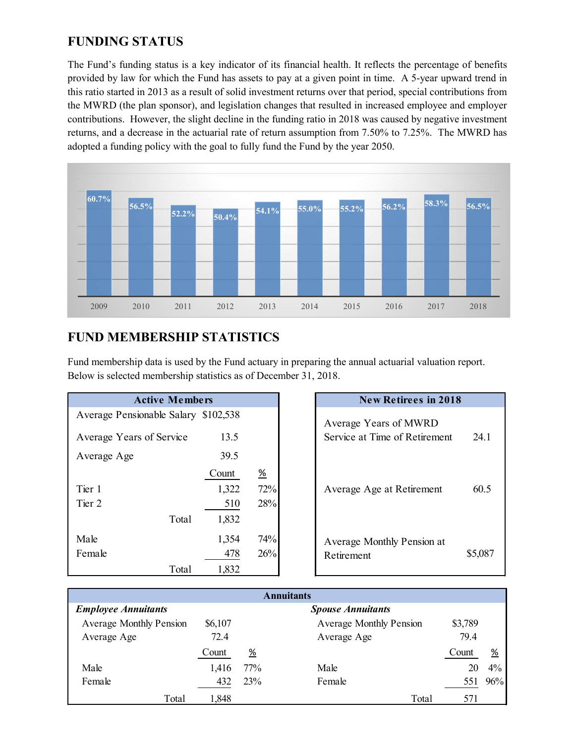## FUNDING STATUS

The Fund's funding status is a key indicator of its financial health. It reflects the percentage of benefits provided by law for which the Fund has assets to pay at a given point in time. A 5-year upward trend in this ratio started in 2013 as a result of solid investment returns over that period, special contributions from the MWRD (the plan sponsor), and legislation changes that resulted in increased employee and employer contributions. However, the slight decline in the funding ratio in 2018 was caused by negative investment returns, and a decrease in the actuarial rate of return assumption from 7.50% to 7.25%. The MWRD has adopted a funding policy with the goal to fully fund the Fund by the year 2050.

60.7% 56.5% 52.2% 50.4% 54.1% 55.0% 55.2% 56.2% 58.3% 56.5%

2009 2010 2011 2012 2013 2014 2015 2016 2017 2018

## FUND MEMBERSHIP STATISTICS

Fund membership data is used by the Fund actuary in preparing the annual actuarial valuation report. Below is selected membership statistics as of December 31, 2018.

| Active Members | | |
|---|---|---|
| Average Pensionable Salary | $102,538 | |
| Average Years of Service | 13.5 | |
| Average Age | 39.5 | |
| | Count | % |
| Tier 1 | 1,322 | 72% |
| Tier 2 | 510 | 28% |
| Total | 1,832 | |
| Male | 1,354 | 74% |
| Female | 478 | 26% |
| Total | 1,832 | |

| New Retirees in 2018 | |
|---|---|
| Average Years of MWRD Service at Time of Retirement | 24.1 |
| Average Age at Retirement | 60.5 |
| Average Monthly Pension at Retirement | $5,087 |

| Annuitants | | | | | |
|---|---|---|---|---|---|
| ***Employee Annuitants*** | | | ***Spouse Annuitants*** | | |
| Average Monthly Pension | $6,107 | | Average Monthly Pension | $3,789 | |
| Average Age | 72.4 | | Average Age | 79.4 | |
| | Count | % | | Count | % |
| Male | 1,416 | 77% | Male | 20 | 4% |
| Female | 432 | 23% | Female | 551 | 96% |
| Total | 1,848 | | Total | 571 | |